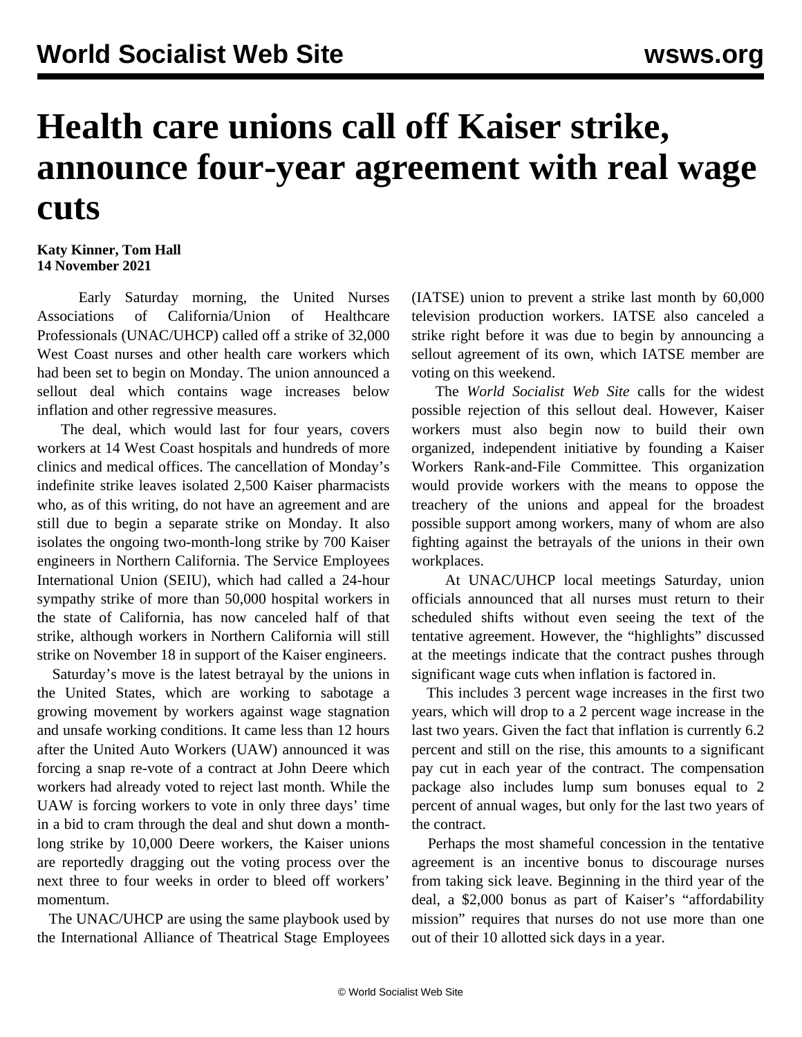# Health care unions call off Kaiser strike, announce four-year agreement with real wage cuts

**Katy Kinner, Tom Hall**
**14 November 2021**

Early Saturday morning, the United Nurses Associations of California/Union of Healthcare Professionals (UNAC/UHCP) called off a strike of 32,000 West Coast nurses and other health care workers which had been set to begin on Monday. The union announced a sellout deal which contains wage increases below inflation and other regressive measures.

The deal, which would last for four years, covers workers at 14 West Coast hospitals and hundreds of more clinics and medical offices. The cancellation of Monday's indefinite strike leaves isolated 2,500 Kaiser pharmacists who, as of this writing, do not have an agreement and are still due to begin a separate strike on Monday. It also isolates the ongoing two-month-long strike by 700 Kaiser engineers in Northern California. The Service Employees International Union (SEIU), which had called a 24-hour sympathy strike of more than 50,000 hospital workers in the state of California, has now canceled half of that strike, although workers in Northern California will still strike on November 18 in support of the Kaiser engineers.

Saturday's move is the latest betrayal by the unions in the United States, which are working to sabotage a growing movement by workers against wage stagnation and unsafe working conditions. It came less than 12 hours after the United Auto Workers (UAW) announced it was forcing a snap re-vote of a contract at John Deere which workers had already voted to reject last month. While the UAW is forcing workers to vote in only three days' time in a bid to cram through the deal and shut down a month-long strike by 10,000 Deere workers, the Kaiser unions are reportedly dragging out the voting process over the next three to four weeks in order to bleed off workers' momentum.

The UNAC/UHCP are using the same playbook used by the International Alliance of Theatrical Stage Employees (IATSE) union to prevent a strike last month by 60,000 television production workers. IATSE also canceled a strike right before it was due to begin by announcing a sellout agreement of its own, which IATSE member are voting on this weekend.

The *World Socialist Web Site* calls for the widest possible rejection of this sellout deal. However, Kaiser workers must also begin now to build their own organized, independent initiative by founding a Kaiser Workers Rank-and-File Committee. This organization would provide workers with the means to oppose the treachery of the unions and appeal for the broadest possible support among workers, many of whom are also fighting against the betrayals of the unions in their own workplaces.

At UNAC/UHCP local meetings Saturday, union officials announced that all nurses must return to their scheduled shifts without even seeing the text of the tentative agreement. However, the "highlights" discussed at the meetings indicate that the contract pushes through significant wage cuts when inflation is factored in.

This includes 3 percent wage increases in the first two years, which will drop to a 2 percent wage increase in the last two years. Given the fact that inflation is currently 6.2 percent and still on the rise, this amounts to a significant pay cut in each year of the contract. The compensation package also includes lump sum bonuses equal to 2 percent of annual wages, but only for the last two years of the contract.

Perhaps the most shameful concession in the tentative agreement is an incentive bonus to discourage nurses from taking sick leave. Beginning in the third year of the deal, a $2,000 bonus as part of Kaiser's "affordability mission" requires that nurses do not use more than one out of their 10 allotted sick days in a year.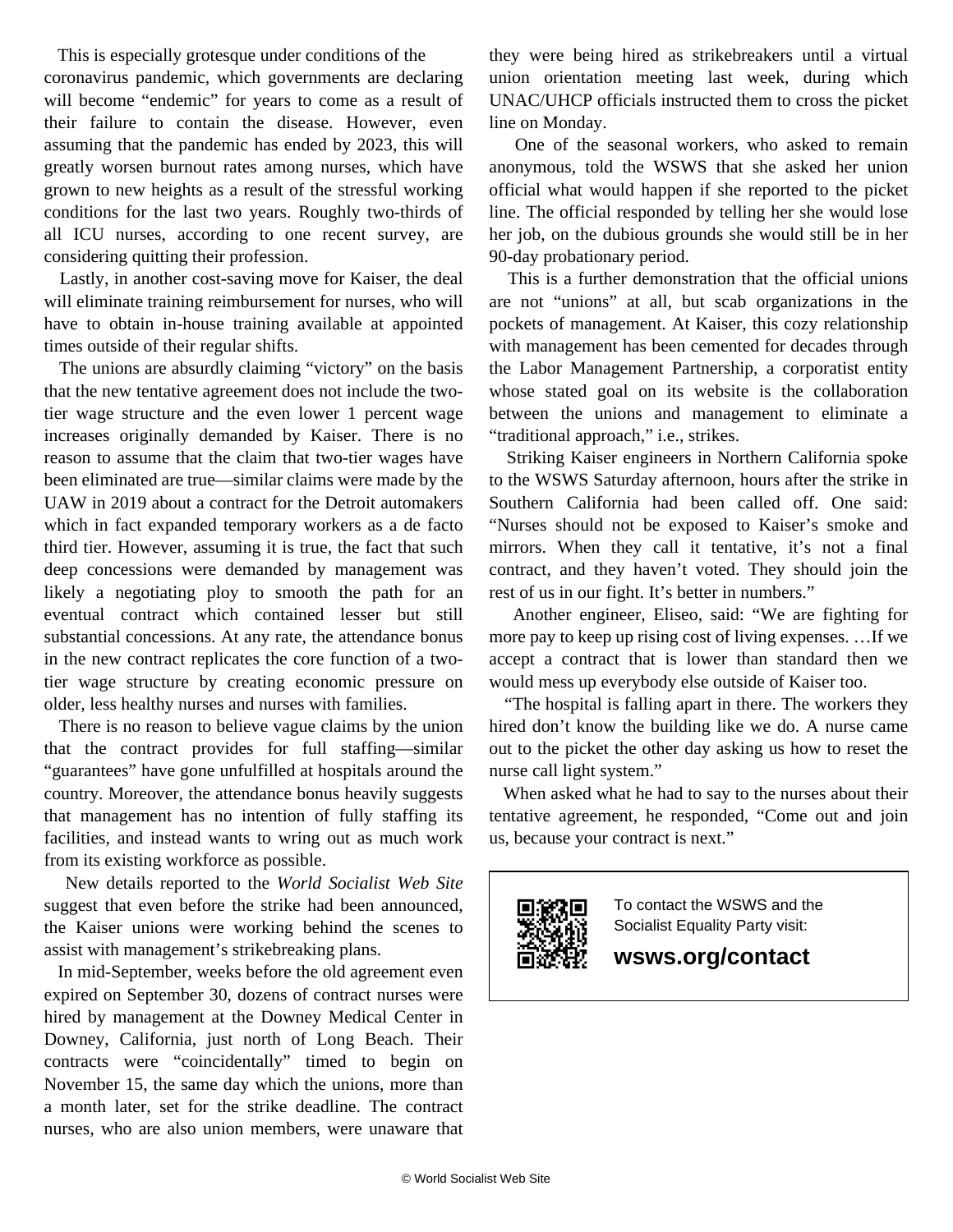This is especially grotesque under conditions of the coronavirus pandemic, which governments are declaring will become "endemic" for years to come as a result of their failure to contain the disease. However, even assuming that the pandemic has ended by 2023, this will greatly worsen burnout rates among nurses, which have grown to new heights as a result of the stressful working conditions for the last two years. Roughly two-thirds of all ICU nurses, according to one recent survey, are considering quitting their profession.

Lastly, in another cost-saving move for Kaiser, the deal will eliminate training reimbursement for nurses, who will have to obtain in-house training available at appointed times outside of their regular shifts.

The unions are absurdly claiming "victory" on the basis that the new tentative agreement does not include the two-tier wage structure and the even lower 1 percent wage increases originally demanded by Kaiser. There is no reason to assume that the claim that two-tier wages have been eliminated are true—similar claims were made by the UAW in 2019 about a contract for the Detroit automakers which in fact expanded temporary workers as a de facto third tier. However, assuming it is true, the fact that such deep concessions were demanded by management was likely a negotiating ploy to smooth the path for an eventual contract which contained lesser but still substantial concessions. At any rate, the attendance bonus in the new contract replicates the core function of a two-tier wage structure by creating economic pressure on older, less healthy nurses and nurses with families.

There is no reason to believe vague claims by the union that the contract provides for full staffing—similar "guarantees" have gone unfulfilled at hospitals around the country. Moreover, the attendance bonus heavily suggests that management has no intention of fully staffing its facilities, and instead wants to wring out as much work from its existing workforce as possible.

New details reported to the *World Socialist Web Site* suggest that even before the strike had been announced, the Kaiser unions were working behind the scenes to assist with management's strikebreaking plans.

In mid-September, weeks before the old agreement even expired on September 30, dozens of contract nurses were hired by management at the Downey Medical Center in Downey, California, just north of Long Beach. Their contracts were "coincidentally" timed to begin on November 15, the same day which the unions, more than a month later, set for the strike deadline. The contract nurses, who are also union members, were unaware that they were being hired as strikebreakers until a virtual union orientation meeting last week, during which UNAC/UHCP officials instructed them to cross the picket line on Monday.

One of the seasonal workers, who asked to remain anonymous, told the WSWS that she asked her union official what would happen if she reported to the picket line. The official responded by telling her she would lose her job, on the dubious grounds she would still be in her 90-day probationary period.

This is a further demonstration that the official unions are not "unions" at all, but scab organizations in the pockets of management. At Kaiser, this cozy relationship with management has been cemented for decades through the Labor Management Partnership, a corporatist entity whose stated goal on its website is the collaboration between the unions and management to eliminate a "traditional approach," i.e., strikes.

Striking Kaiser engineers in Northern California spoke to the WSWS Saturday afternoon, hours after the strike in Southern California had been called off. One said: "Nurses should not be exposed to Kaiser's smoke and mirrors. When they call it tentative, it's not a final contract, and they haven't voted. They should join the rest of us in our fight. It's better in numbers."

Another engineer, Eliseo, said: "We are fighting for more pay to keep up rising cost of living expenses. …If we accept a contract that is lower than standard then we would mess up everybody else outside of Kaiser too.

"The hospital is falling apart in there. The workers they hired don't know the building like we do. A nurse came out to the picket the other day asking us how to reset the nurse call light system."

When asked what he had to say to the nurses about their tentative agreement, he responded, "Come out and join us, because your contract is next."

To contact the WSWS and the Socialist Equality Party visit:

**wsws.org/contact**